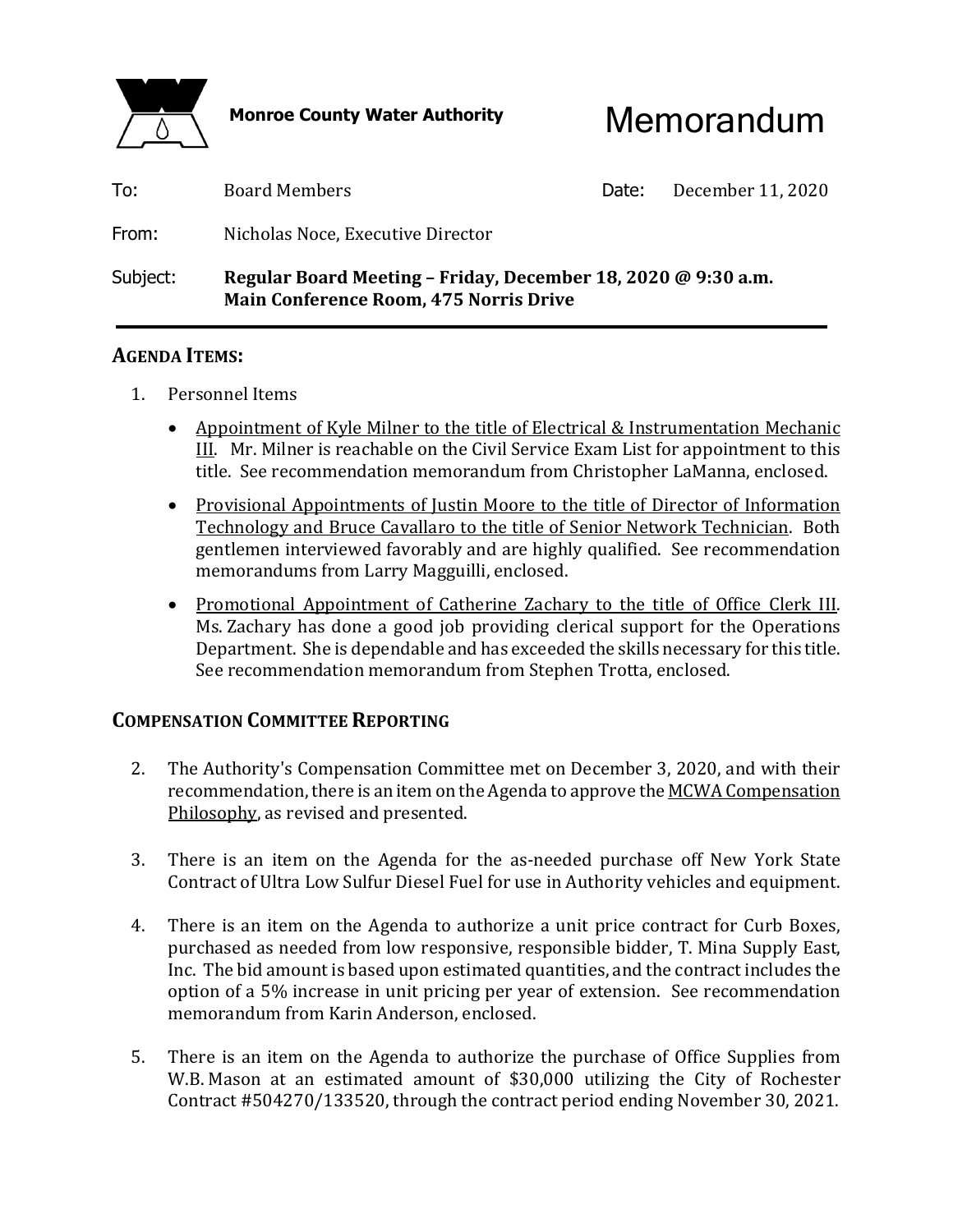**Monroe County Water Authority**

# Memorandum

| | | | |
|---|---|---|---|
| To: | Board Members | Date: | December 11, 2020 |
| From: | Nicholas Noce, Executive Director | | |
| Subject: | **Regular Board Meeting – Friday, December 18, 2020 @ 9:30 a.m. Main Conference Room, 475 Norris Drive** | | |

## AGENDA ITEMS:

1. Personnel Items

   - Appointment of Kyle Milner to the title of Electrical & Instrumentation Mechanic III. Mr. Milner is reachable on the Civil Service Exam List for appointment to this title. See recommendation memorandum from Christopher LaManna, enclosed.
   - Provisional Appointments of Justin Moore to the title of Director of Information Technology and Bruce Cavallaro to the title of Senior Network Technician. Both gentlemen interviewed favorably and are highly qualified. See recommendation memorandums from Larry Magguilli, enclosed.
   - Promotional Appointment of Catherine Zachary to the title of Office Clerk III. Ms. Zachary has done a good job providing clerical support for the Operations Department. She is dependable and has exceeded the skills necessary for this title. See recommendation memorandum from Stephen Trotta, enclosed.

## COMPENSATION COMMITTEE REPORTING

2. The Authority's Compensation Committee met on December 3, 2020, and with their recommendation, there is an item on the Agenda to approve the MCWA Compensation Philosophy, as revised and presented.

3. There is an item on the Agenda for the as-needed purchase off New York State Contract of Ultra Low Sulfur Diesel Fuel for use in Authority vehicles and equipment.

4. There is an item on the Agenda to authorize a unit price contract for Curb Boxes, purchased as needed from low responsive, responsible bidder, T. Mina Supply East, Inc. The bid amount is based upon estimated quantities, and the contract includes the option of a 5% increase in unit pricing per year of extension. See recommendation memorandum from Karin Anderson, enclosed.

5. There is an item on the Agenda to authorize the purchase of Office Supplies from W.B. Mason at an estimated amount of $30,000 utilizing the City of Rochester Contract #504270/133520, through the contract period ending November 30, 2021.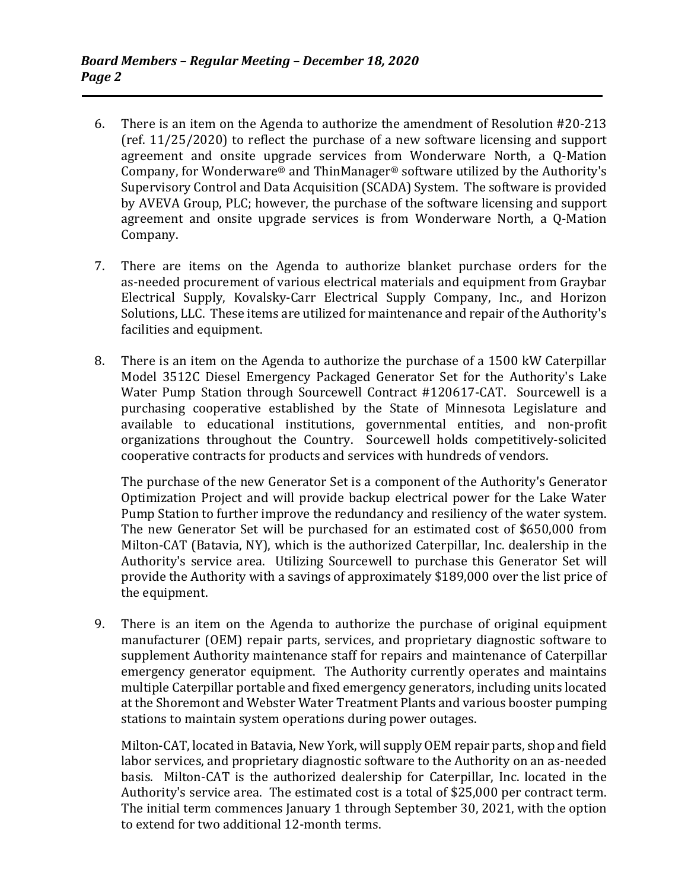6. There is an item on the Agenda to authorize the amendment of Resolution #20-213 (ref. 11/25/2020) to reflect the purchase of a new software licensing and support agreement and onsite upgrade services from Wonderware North, a Q-Mation Company, for Wonderware® and ThinManager® software utilized by the Authority's Supervisory Control and Data Acquisition (SCADA) System. The software is provided by AVEVA Group, PLC; however, the purchase of the software licensing and support agreement and onsite upgrade services is from Wonderware North, a Q-Mation Company.

7. There are items on the Agenda to authorize blanket purchase orders for the as-needed procurement of various electrical materials and equipment from Graybar Electrical Supply, Kovalsky-Carr Electrical Supply Company, Inc., and Horizon Solutions, LLC. These items are utilized for maintenance and repair of the Authority's facilities and equipment.

8. There is an item on the Agenda to authorize the purchase of a 1500 kW Caterpillar Model 3512C Diesel Emergency Packaged Generator Set for the Authority's Lake Water Pump Station through Sourcewell Contract #120617-CAT. Sourcewell is a purchasing cooperative established by the State of Minnesota Legislature and available to educational institutions, governmental entities, and non-profit organizations throughout the Country. Sourcewell holds competitively-solicited cooperative contracts for products and services with hundreds of vendors.

   The purchase of the new Generator Set is a component of the Authority's Generator Optimization Project and will provide backup electrical power for the Lake Water Pump Station to further improve the redundancy and resiliency of the water system. The new Generator Set will be purchased for an estimated cost of $650,000 from Milton-CAT (Batavia, NY), which is the authorized Caterpillar, Inc. dealership in the Authority's service area. Utilizing Sourcewell to purchase this Generator Set will provide the Authority with a savings of approximately $189,000 over the list price of the equipment.

9. There is an item on the Agenda to authorize the purchase of original equipment manufacturer (OEM) repair parts, services, and proprietary diagnostic software to supplement Authority maintenance staff for repairs and maintenance of Caterpillar emergency generator equipment. The Authority currently operates and maintains multiple Caterpillar portable and fixed emergency generators, including units located at the Shoremont and Webster Water Treatment Plants and various booster pumping stations to maintain system operations during power outages.

   Milton-CAT, located in Batavia, New York, will supply OEM repair parts, shop and field labor services, and proprietary diagnostic software to the Authority on an as-needed basis. Milton-CAT is the authorized dealership for Caterpillar, Inc. located in the Authority's service area. The estimated cost is a total of $25,000 per contract term. The initial term commences January 1 through September 30, 2021, with the option to extend for two additional 12-month terms.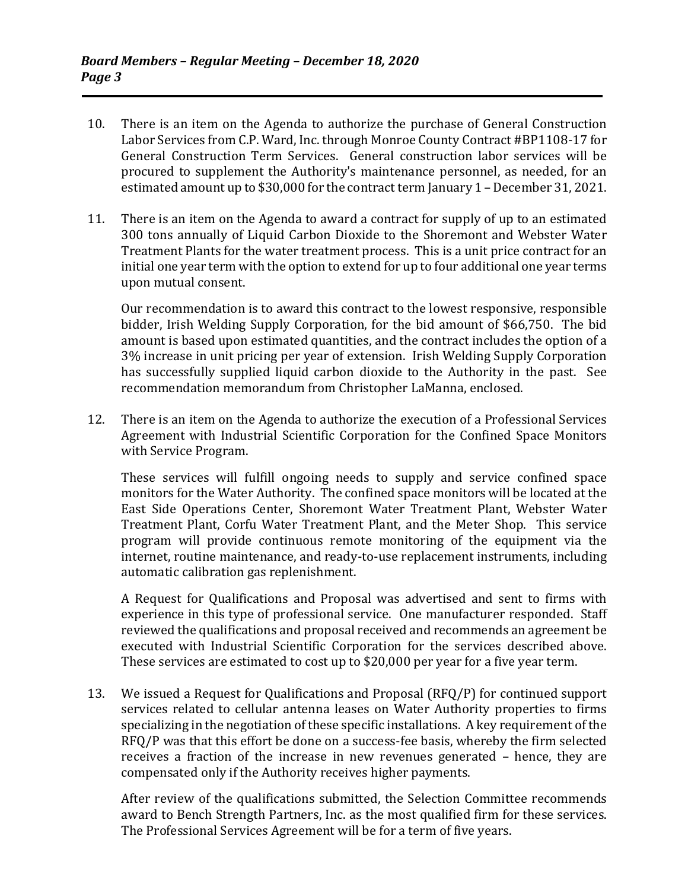10. There is an item on the Agenda to authorize the purchase of General Construction Labor Services from C.P. Ward, Inc. through Monroe County Contract #BP1108-17 for General Construction Term Services. General construction labor services will be procured to supplement the Authority's maintenance personnel, as needed, for an estimated amount up to $30,000 for the contract term January 1 – December 31, 2021.

11. There is an item on the Agenda to award a contract for supply of up to an estimated 300 tons annually of Liquid Carbon Dioxide to the Shoremont and Webster Water Treatment Plants for the water treatment process. This is a unit price contract for an initial one year term with the option to extend for up to four additional one year terms upon mutual consent.

    Our recommendation is to award this contract to the lowest responsive, responsible bidder, Irish Welding Supply Corporation, for the bid amount of $66,750. The bid amount is based upon estimated quantities, and the contract includes the option of a 3% increase in unit pricing per year of extension. Irish Welding Supply Corporation has successfully supplied liquid carbon dioxide to the Authority in the past. See recommendation memorandum from Christopher LaManna, enclosed.

12. There is an item on the Agenda to authorize the execution of a Professional Services Agreement with Industrial Scientific Corporation for the Confined Space Monitors with Service Program.

    These services will fulfill ongoing needs to supply and service confined space monitors for the Water Authority. The confined space monitors will be located at the East Side Operations Center, Shoremont Water Treatment Plant, Webster Water Treatment Plant, Corfu Water Treatment Plant, and the Meter Shop. This service program will provide continuous remote monitoring of the equipment via the internet, routine maintenance, and ready-to-use replacement instruments, including automatic calibration gas replenishment.

    A Request for Qualifications and Proposal was advertised and sent to firms with experience in this type of professional service. One manufacturer responded. Staff reviewed the qualifications and proposal received and recommends an agreement be executed with Industrial Scientific Corporation for the services described above. These services are estimated to cost up to $20,000 per year for a five year term.

13. We issued a Request for Qualifications and Proposal (RFQ/P) for continued support services related to cellular antenna leases on Water Authority properties to firms specializing in the negotiation of these specific installations. A key requirement of the RFQ/P was that this effort be done on a success-fee basis, whereby the firm selected receives a fraction of the increase in new revenues generated – hence, they are compensated only if the Authority receives higher payments.

    After review of the qualifications submitted, the Selection Committee recommends award to Bench Strength Partners, Inc. as the most qualified firm for these services. The Professional Services Agreement will be for a term of five years.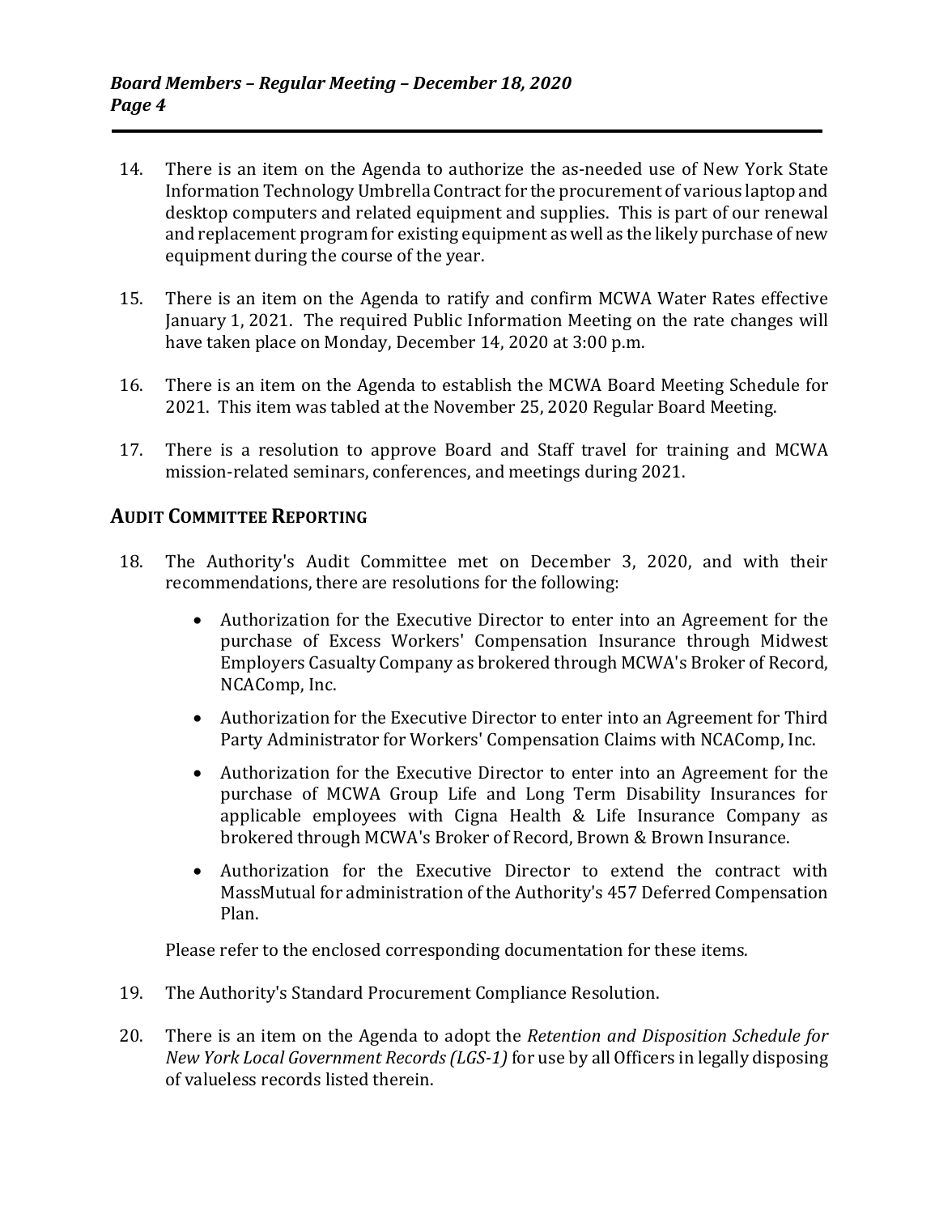14. There is an item on the Agenda to authorize the as-needed use of New York State Information Technology Umbrella Contract for the procurement of various laptop and desktop computers and related equipment and supplies. This is part of our renewal and replacement program for existing equipment as well as the likely purchase of new equipment during the course of the year.

15. There is an item on the Agenda to ratify and confirm MCWA Water Rates effective January 1, 2021. The required Public Information Meeting on the rate changes will have taken place on Monday, December 14, 2020 at 3:00 p.m.

16. There is an item on the Agenda to establish the MCWA Board Meeting Schedule for 2021. This item was tabled at the November 25, 2020 Regular Board Meeting.

17. There is a resolution to approve Board and Staff travel for training and MCWA mission-related seminars, conferences, and meetings during 2021.

## AUDIT COMMITTEE REPORTING

18. The Authority's Audit Committee met on December 3, 2020, and with their recommendations, there are resolutions for the following:

    - Authorization for the Executive Director to enter into an Agreement for the purchase of Excess Workers' Compensation Insurance through Midwest Employers Casualty Company as brokered through MCWA's Broker of Record, NCAComp, Inc.
    - Authorization for the Executive Director to enter into an Agreement for Third Party Administrator for Workers' Compensation Claims with NCAComp, Inc.
    - Authorization for the Executive Director to enter into an Agreement for the purchase of MCWA Group Life and Long Term Disability Insurances for applicable employees with Cigna Health & Life Insurance Company as brokered through MCWA's Broker of Record, Brown & Brown Insurance.
    - Authorization for the Executive Director to extend the contract with MassMutual for administration of the Authority's 457 Deferred Compensation Plan.

    Please refer to the enclosed corresponding documentation for these items.

19. The Authority's Standard Procurement Compliance Resolution.

20. There is an item on the Agenda to adopt the *Retention and Disposition Schedule for New York Local Government Records (LGS-1)* for use by all Officers in legally disposing of valueless records listed therein.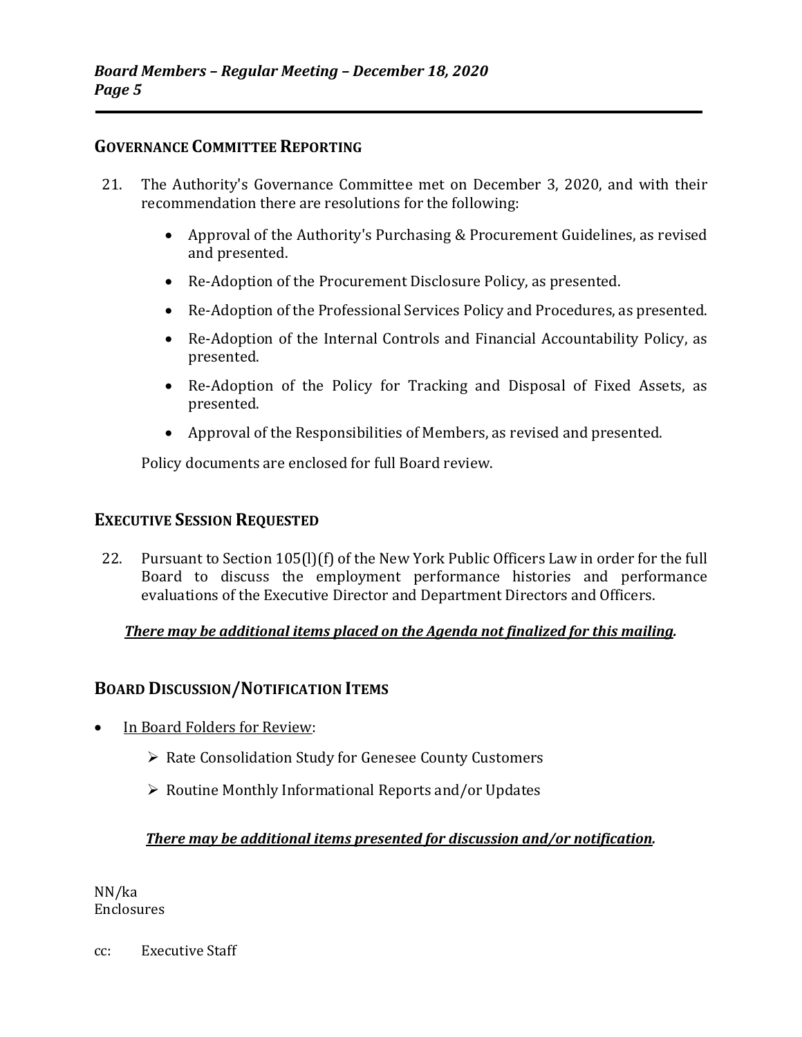## GOVERNANCE COMMITTEE REPORTING

21. The Authority's Governance Committee met on December 3, 2020, and with their recommendation there are resolutions for the following:

    - Approval of the Authority's Purchasing & Procurement Guidelines, as revised and presented.
    - Re-Adoption of the Procurement Disclosure Policy, as presented.
    - Re-Adoption of the Professional Services Policy and Procedures, as presented.
    - Re-Adoption of the Internal Controls and Financial Accountability Policy, as presented.
    - Re-Adoption of the Policy for Tracking and Disposal of Fixed Assets, as presented.
    - Approval of the Responsibilities of Members, as revised and presented.

    Policy documents are enclosed for full Board review.

## EXECUTIVE SESSION REQUESTED

22. Pursuant to Section 105(l)(f) of the New York Public Officers Law in order for the full Board to discuss the employment performance histories and performance evaluations of the Executive Director and Department Directors and Officers.

***There may be additional items placed on the Agenda not finalized for this mailing.***

## BOARD DISCUSSION/NOTIFICATION ITEMS

- In Board Folders for Review:
    - Rate Consolidation Study for Genesee County Customers
    - Routine Monthly Informational Reports and/or Updates

***There may be additional items presented for discussion and/or notification.***

NN/ka
Enclosures

cc: Executive Staff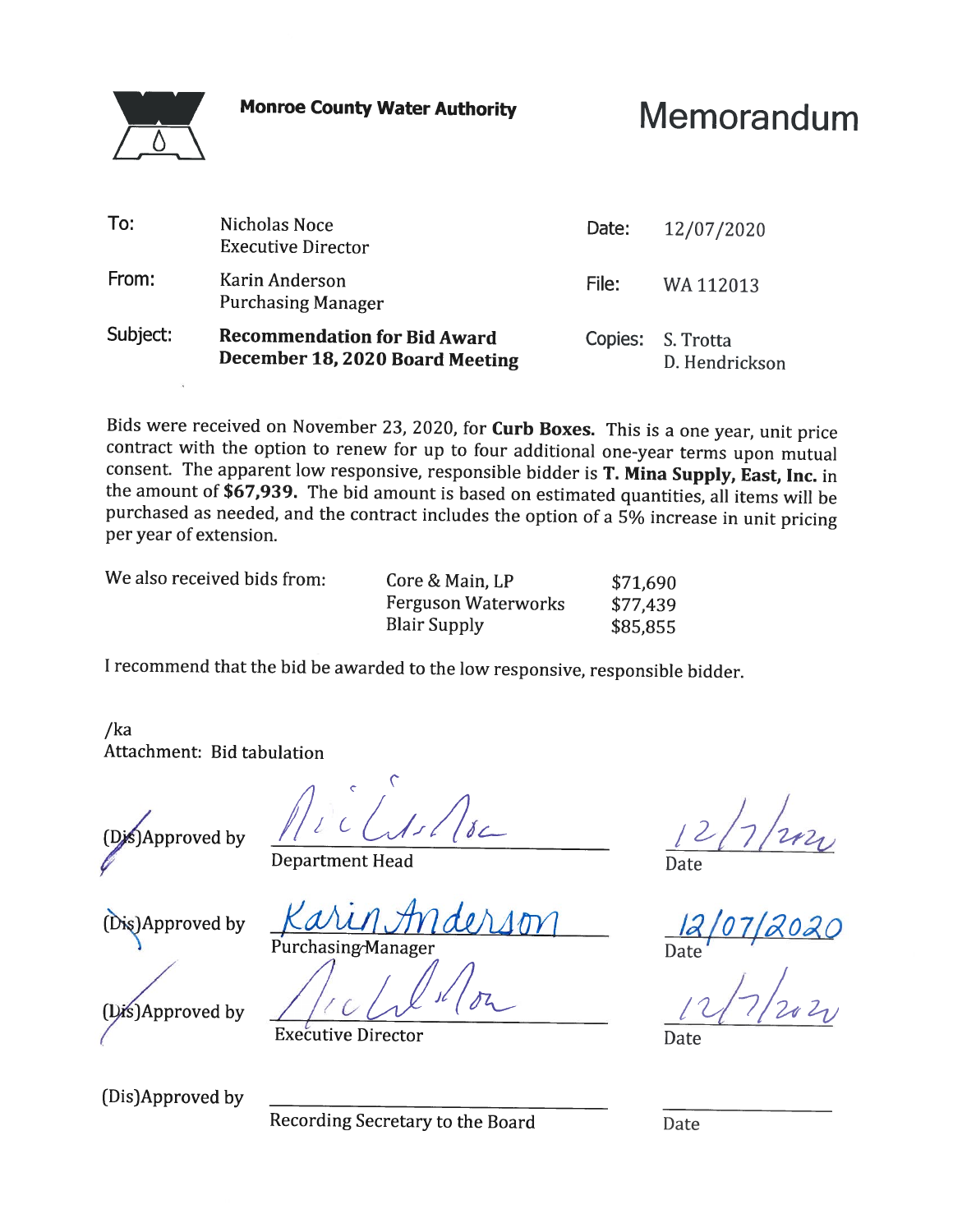**Monroe County Water Authority**

# Memorandum

| | | | |
|---|---|---|---|
| To: | Nicholas Noce<br>Executive Director | Date: | 12/07/2020 |
| From: | Karin Anderson<br>Purchasing Manager | File: | WA 112013 |
| Subject: | **Recommendation for Bid Award**<br>**December 18, 2020 Board Meeting** | Copies: | S. Trotta<br>D. Hendrickson |

Bids were received on November 23, 2020, for **Curb Boxes.** This is a one year, unit price contract with the option to renew for up to four additional one-year terms upon mutual consent. The apparent low responsive, responsible bidder is **T. Mina Supply, East, Inc.** in the amount of **$67,939.** The bid amount is based on estimated quantities, all items will be purchased as needed, and the contract includes the option of a 5% increase in unit pricing per year of extension.

| We also received bids from: | | |
|---|---|---|
| | Core & Main, LP | $71,690 |
| | Ferguson Waterworks | $77,439 |
| | Blair Supply | $85,855 |

I recommend that the bid be awarded to the low responsive, responsible bidder.

/ka
Attachment: Bid tabulation

(Dis)Approved by _Nicholas Noce_ — Department Head — Date: 12/7/2020

(Dis)Approved by _Karin Anderson_ — Purchasing Manager — Date: 12/07/2020

(Dis)Approved by _Nicholas Noce_ — Executive Director — Date: 12/7/2020

(Dis)Approved by ______________________ — Recording Secretary to the Board — Date: __________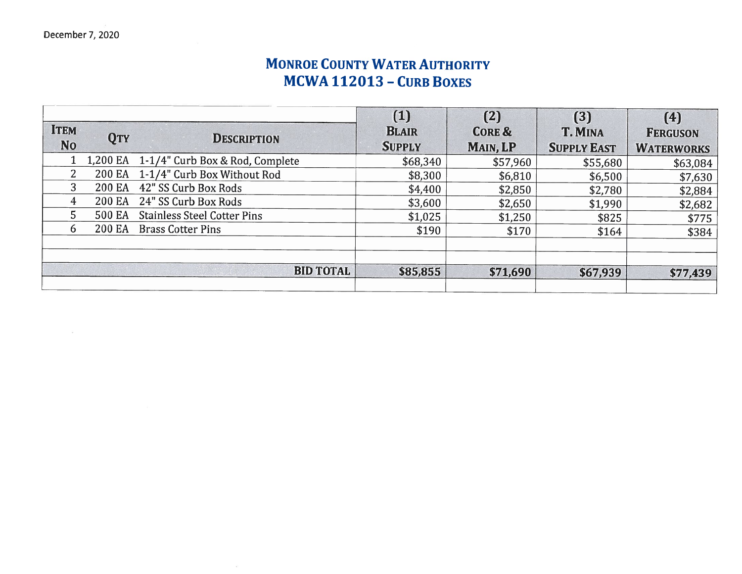December 7, 2020

# MONROE COUNTY WATER AUTHORITY
## MCWA 112013 – CURB BOXES

| ITEM NO | QTY | DESCRIPTION | (1) BLAIR SUPPLY | (2) CORE & MAIN, LP | (3) T. MINA SUPPLY EAST | (4) FERGUSON WATERWORKS |
|---|---|---|---|---|---|---|
| 1 | 1,200 EA | 1-1/4" Curb Box & Rod, Complete | $68,340 | $57,960 | $55,680 | $63,084 |
| 2 | 200 EA | 1-1/4" Curb Box Without Rod | $8,300 | $6,810 | $6,500 | $7,630 |
| 3 | 200 EA | 42" SS Curb Box Rods | $4,400 | $2,850 | $2,780 | $2,884 |
| 4 | 200 EA | 24" SS Curb Box Rods | $3,600 | $2,650 | $1,990 | $2,682 |
| 5 | 500 EA | Stainless Steel Cotter Pins | $1,025 | $1,250 | $825 | $775 |
| 6 | 200 EA | Brass Cotter Pins | $190 | $170 | $164 | $384 |
| | | | | | | |
| | | | | | | |
| | | **BID TOTAL** | **$85,855** | **$71,690** | **$67,939** | **$77,439** |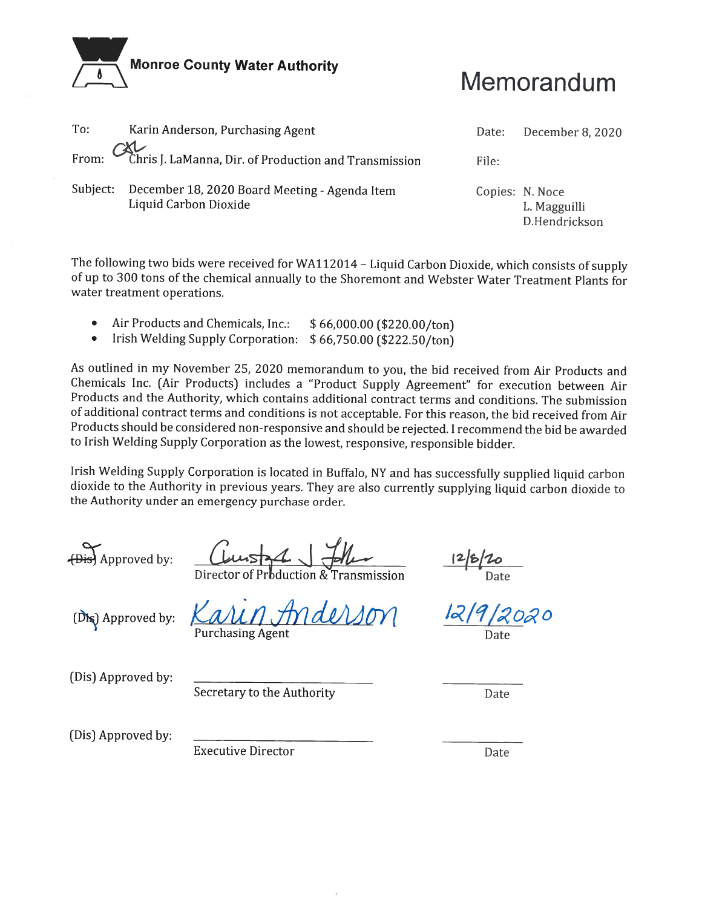**Monroe County Water Authority**

# Memorandum

| | | | |
|---|---|---|---|
| To: | Karin Anderson, Purchasing Agent | Date: | December 8, 2020 |
| From: | Chris J. LaManna, Dir. of Production and Transmission | File: | |
| Subject: | December 18, 2020 Board Meeting - Agenda Item Liquid Carbon Dioxide | Copies: | N. Noce, L. Magguilli, D.Hendrickson |

The following two bids were received for WA112014 – Liquid Carbon Dioxide, which consists of supply of up to 300 tons of the chemical annually to the Shoremont and Webster Water Treatment Plants for water treatment operations.

- Air Products and Chemicals, Inc.: $ 66,000.00 ($220.00/ton)
- Irish Welding Supply Corporation: $ 66,750.00 ($222.50/ton)

As outlined in my November 25, 2020 memorandum to you, the bid received from Air Products and Chemicals Inc. (Air Products) includes a "Product Supply Agreement" for execution between Air Products and the Authority, which contains additional contract terms and conditions. The submission of additional contract terms and conditions is not acceptable. For this reason, the bid received from Air Products should be considered non-responsive and should be rejected. I recommend the bid be awarded to Irish Welding Supply Corporation as the lowest, responsive, responsible bidder.

Irish Welding Supply Corporation is located in Buffalo, NY and has successfully supplied liquid carbon dioxide to the Authority in previous years. They are also currently supplying liquid carbon dioxide to the Authority under an emergency purchase order.

(Dis) Approved by: Christopher J LaManna — Director of Production & Transmission — Date: 12/8/20

(Dis) Approved by: Karin Anderson — Purchasing Agent — Date: 12/9/2020

(Dis) Approved by: ______________ Secretary to the Authority — Date: ______

(Dis) Approved by: ______________ Executive Director — Date: ______